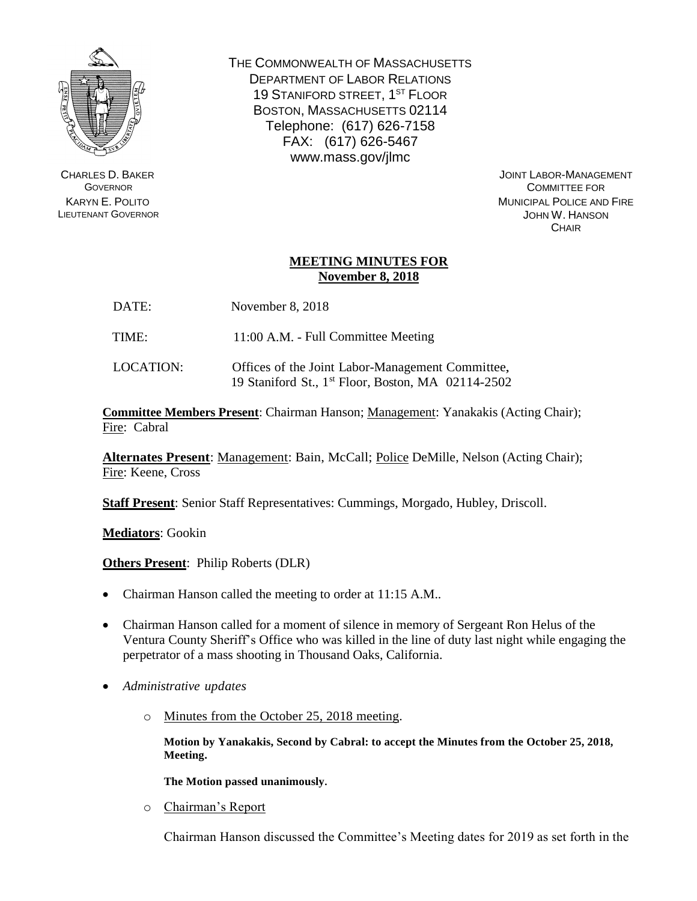THE COMMONWEALTH OF MASSACHUSETTS
DEPARTMENT OF LABOR RELATIONS
19 STANIFORD STREET, 1ST FLOOR
BOSTON, MASSACHUSETTS 02114
Telephone: (617) 626-7158
FAX: (617) 626-5467
www.mass.gov/jlmc

CHARLES D. BAKER
GOVERNOR
KARYN E. POLITO
LIEUTENANT GOVERNOR

JOINT LABOR-MANAGEMENT
COMMITTEE FOR
MUNICIPAL POLICE AND FIRE
JOHN W. HANSON
CHAIR

## MEETING MINUTES FOR November 8, 2018

DATE: November 8, 2018

TIME: 11:00 A.M. - Full Committee Meeting

LOCATION: Offices of the Joint Labor-Management Committee, 19 Staniford St., 1st Floor, Boston, MA 02114-2502

**Committee Members Present**: Chairman Hanson; Management: Yanakakis (Acting Chair); Fire: Cabral

**Alternates Present**: Management: Bain, McCall; Police DeMille, Nelson (Acting Chair); Fire: Keene, Cross

**Staff Present**: Senior Staff Representatives: Cummings, Morgado, Hubley, Driscoll.

**Mediators**: Gookin

**Others Present**: Philip Roberts (DLR)

- Chairman Hanson called the meeting to order at 11:15 A.M..
- Chairman Hanson called for a moment of silence in memory of Sergeant Ron Helus of the Ventura County Sheriff's Office who was killed in the line of duty last night while engaging the perpetrator of a mass shooting in Thousand Oaks, California.
- *Administrative updates*
  - Minutes from the October 25, 2018 meeting.

    **Motion by Yanakakis, Second by Cabral: to accept the Minutes from the October 25, 2018, Meeting.**

    **The Motion passed unanimously.**

  - Chairman's Report

    Chairman Hanson discussed the Committee's Meeting dates for 2019 as set forth in the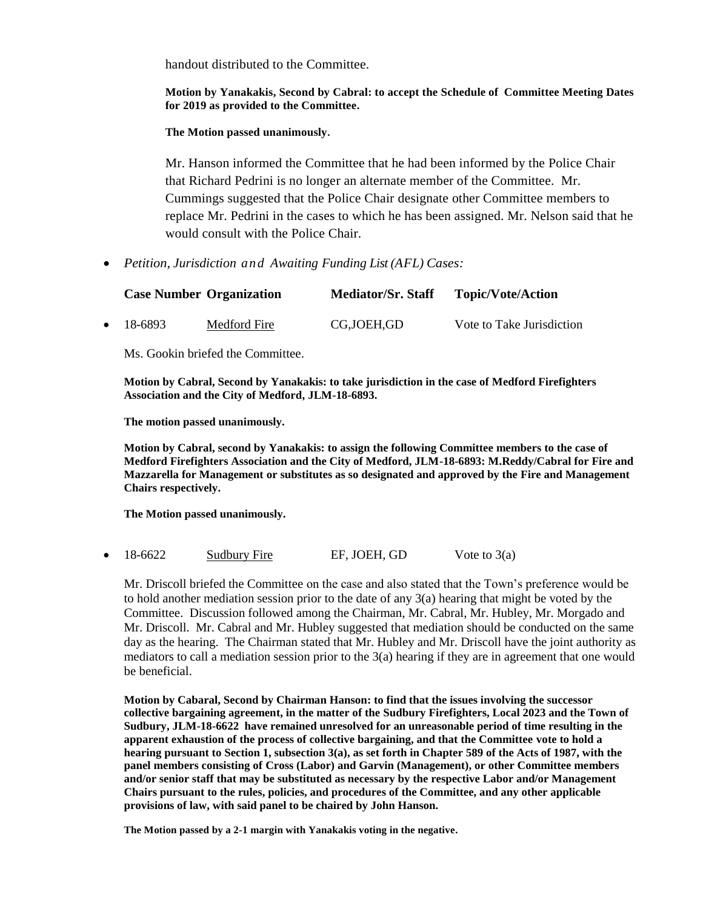handout distributed to the Committee.

**Motion by Yanakakis, Second by Cabral: to accept the Schedule of Committee Meeting Dates for 2019 as provided to the Committee.**

**The Motion passed unanimously.**

Mr. Hanson informed the Committee that he had been informed by the Police Chair that Richard Pedrini is no longer an alternate member of the Committee. Mr. Cummings suggested that the Police Chair designate other Committee members to replace Mr. Pedrini in the cases to which he has been assigned. Mr. Nelson said that he would consult with the Police Chair.

- *Petition, Jurisdiction and Awaiting Funding List (AFL) Cases:*

| Case Number | Organization | Mediator/Sr. Staff | Topic/Vote/Action |
|---|---|---|---|
| 18-6893 | Medford Fire | CG,JOEH,GD | Vote to Take Jurisdiction |

Ms. Gookin briefed the Committee.

**Motion by Cabral, Second by Yanakakis: to take jurisdiction in the case of Medford Firefighters Association and the City of Medford, JLM-18-6893.**

**The motion passed unanimously.**

**Motion by Cabral, second by Yanakakis: to assign the following Committee members to the case of Medford Firefighters Association and the City of Medford, JLM-18-6893: M.Reddy/Cabral for Fire and Mazzarella for Management or substitutes as so designated and approved by the Fire and Management Chairs respectively.**

**The Motion passed unanimously.**

| Case Number | Organization | Mediator/Sr. Staff | Topic/Vote/Action |
|---|---|---|---|
| 18-6622 | Sudbury Fire | EF, JOEH, GD | Vote to 3(a) |

Mr. Driscoll briefed the Committee on the case and also stated that the Town's preference would be to hold another mediation session prior to the date of any 3(a) hearing that might be voted by the Committee. Discussion followed among the Chairman, Mr. Cabral, Mr. Hubley, Mr. Morgado and Mr. Driscoll. Mr. Cabral and Mr. Hubley suggested that mediation should be conducted on the same day as the hearing. The Chairman stated that Mr. Hubley and Mr. Driscoll have the joint authority as mediators to call a mediation session prior to the 3(a) hearing if they are in agreement that one would be beneficial.

**Motion by Cabaral, Second by Chairman Hanson: to find that the issues involving the successor collective bargaining agreement, in the matter of the Sudbury Firefighters, Local 2023 and the Town of Sudbury, JLM-18-6622 have remained unresolved for an unreasonable period of time resulting in the apparent exhaustion of the process of collective bargaining, and that the Committee vote to hold a hearing pursuant to Section 1, subsection 3(a), as set forth in Chapter 589 of the Acts of 1987, with the panel members consisting of Cross (Labor) and Garvin (Management), or other Committee members and/or senior staff that may be substituted as necessary by the respective Labor and/or Management Chairs pursuant to the rules, policies, and procedures of the Committee, and any other applicable provisions of law, with said panel to be chaired by John Hanson.**

**The Motion passed by a 2-1 margin with Yanakakis voting in the negative.**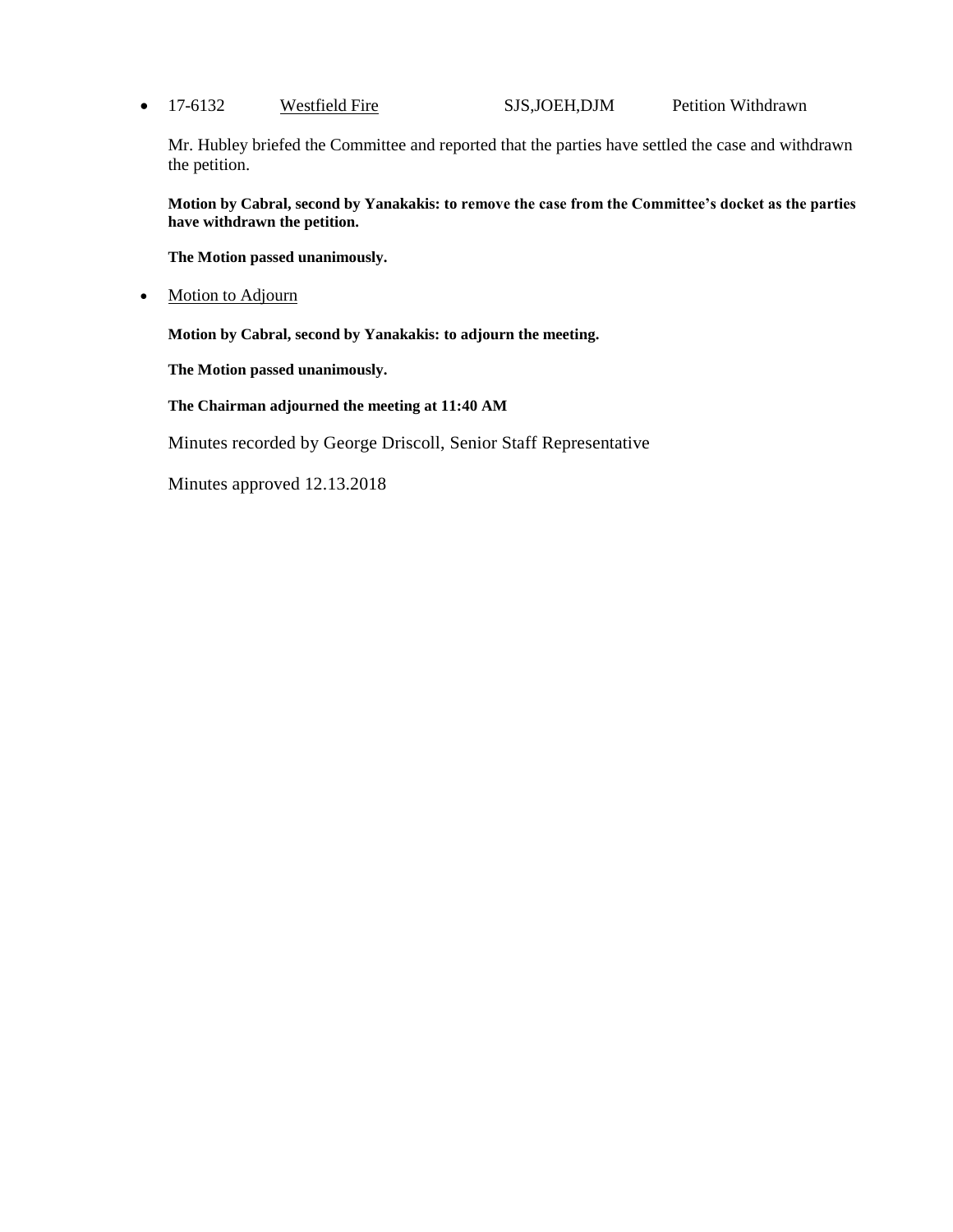- 17-6132 Westfield Fire SJS,JOEH,DJM Petition Withdrawn

  Mr. Hubley briefed the Committee and reported that the parties have settled the case and withdrawn the petition.

  **Motion by Cabral, second by Yanakakis: to remove the case from the Committee's docket as the parties have withdrawn the petition.**

  **The Motion passed unanimously.**

- Motion to Adjourn

  **Motion by Cabral, second by Yanakakis: to adjourn the meeting.**

  **The Motion passed unanimously.**

  **The Chairman adjourned the meeting at 11:40 AM**

  Minutes recorded by George Driscoll, Senior Staff Representative

  Minutes approved 12.13.2018